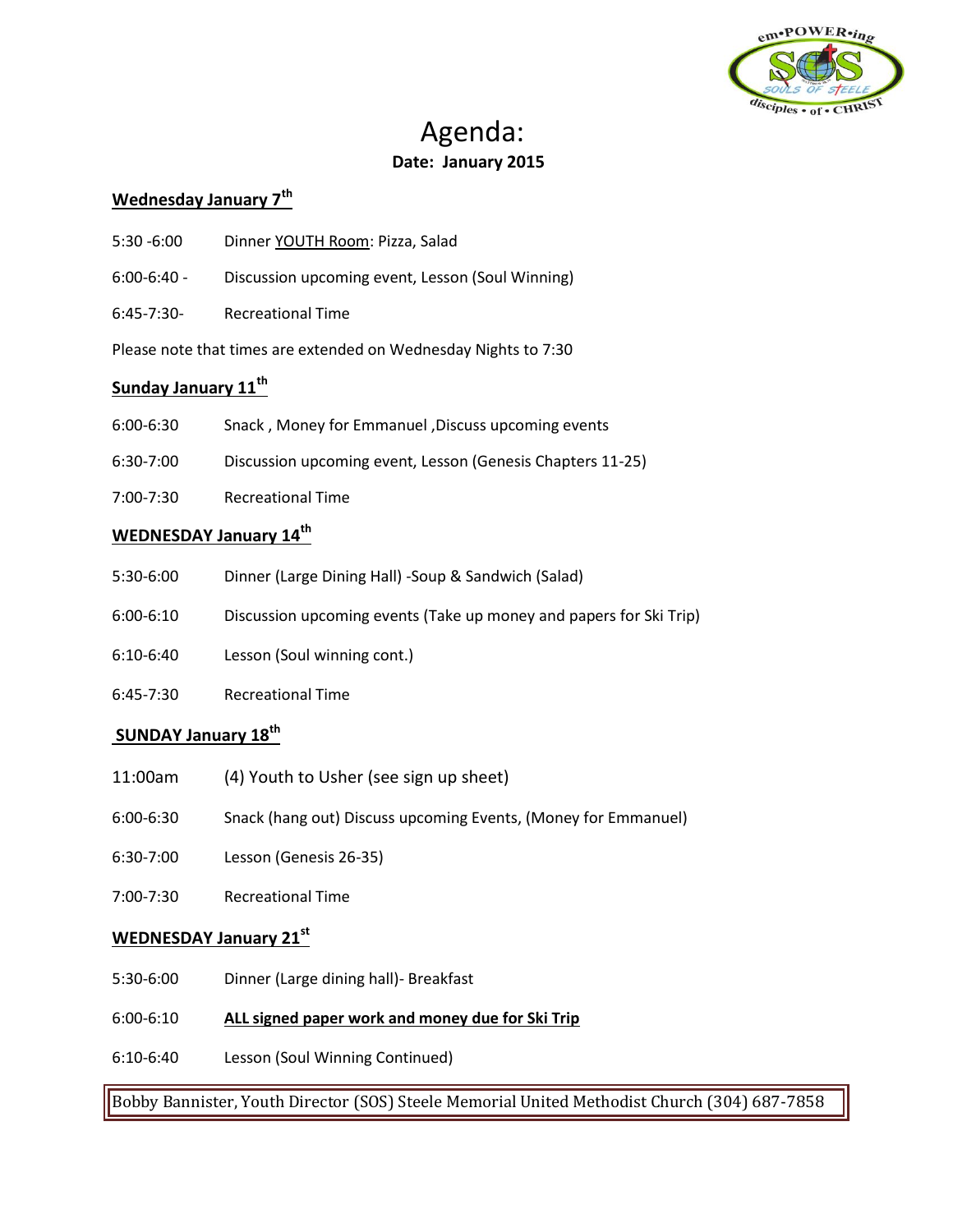# Agenda:

**Date: January 2015**

## Wednesday January 7th

5:30 -6:00 Dinner YOUTH Room: Pizza, Salad

6:00-6:40 - Discussion upcoming event, Lesson (Soul Winning)

6:45-7:30- Recreational Time

Please note that times are extended on Wednesday Nights to 7:30

## Sunday January 11th

6:00-6:30 Snack , Money for Emmanuel ,Discuss upcoming events

6:30-7:00 Discussion upcoming event, Lesson (Genesis Chapters 11-25)

7:00-7:30 Recreational Time

## WEDNESDAY January 14th

5:30-6:00 Dinner (Large Dining Hall) -Soup & Sandwich (Salad)

6:00-6:10 Discussion upcoming events (Take up money and papers for Ski Trip)

6:10-6:40 Lesson (Soul winning cont.)

6:45-7:30 Recreational Time

## SUNDAY January 18th

11:00am (4) Youth to Usher (see sign up sheet)

6:00-6:30 Snack (hang out) Discuss upcoming Events, (Money for Emmanuel)

6:30-7:00 Lesson (Genesis 26-35)

7:00-7:30 Recreational Time

## WEDNESDAY January 21st

5:30-6:00 Dinner (Large dining hall)- Breakfast

6:00-6:10 **ALL signed paper work and money due for Ski Trip**

6:10-6:40 Lesson (Soul Winning Continued)

Bobby Bannister, Youth Director (SOS) Steele Memorial United Methodist Church (304) 687-7858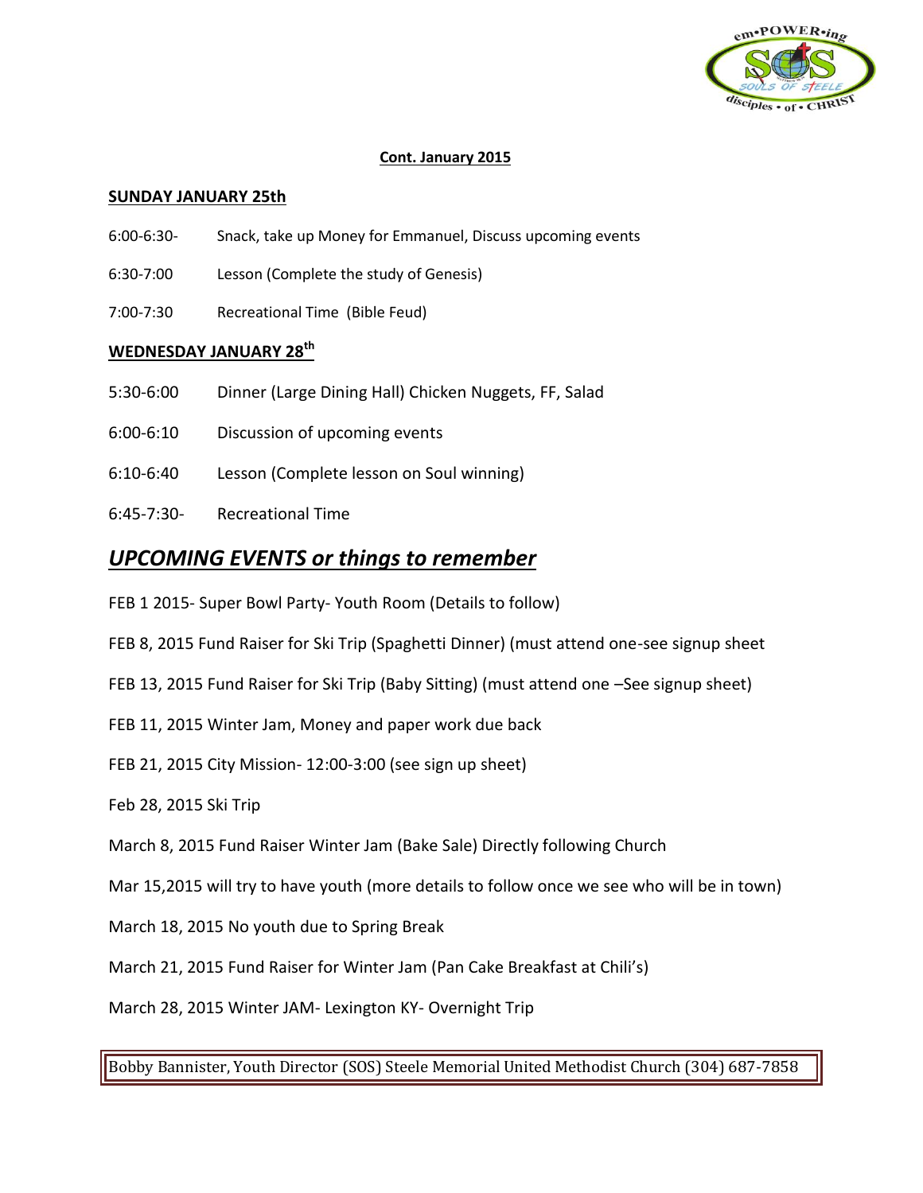**Cont. January 2015**

**SUNDAY JANUARY 25th**

6:00-6:30- Snack, take up Money for Emmanuel, Discuss upcoming events

6:30-7:00 Lesson (Complete the study of Genesis)

7:00-7:30 Recreational Time (Bible Feud)

**WEDNESDAY JANUARY 28th**

5:30-6:00 Dinner (Large Dining Hall) Chicken Nuggets, FF, Salad

6:00-6:10 Discussion of upcoming events

6:10-6:40 Lesson (Complete lesson on Soul winning)

6:45-7:30- Recreational Time

## ***UPCOMING EVENTS or things to remember***

FEB 1 2015- Super Bowl Party- Youth Room (Details to follow)

FEB 8, 2015 Fund Raiser for Ski Trip (Spaghetti Dinner) (must attend one-see signup sheet

FEB 13, 2015 Fund Raiser for Ski Trip (Baby Sitting) (must attend one –See signup sheet)

FEB 11, 2015 Winter Jam, Money and paper work due back

FEB 21, 2015 City Mission- 12:00-3:00 (see sign up sheet)

Feb 28, 2015 Ski Trip

March 8, 2015 Fund Raiser Winter Jam (Bake Sale) Directly following Church

Mar 15,2015 will try to have youth (more details to follow once we see who will be in town)

March 18, 2015 No youth due to Spring Break

March 21, 2015 Fund Raiser for Winter Jam (Pan Cake Breakfast at Chili's)

March 28, 2015 Winter JAM- Lexington KY- Overnight Trip

Bobby Bannister, Youth Director (SOS) Steele Memorial United Methodist Church (304) 687-7858